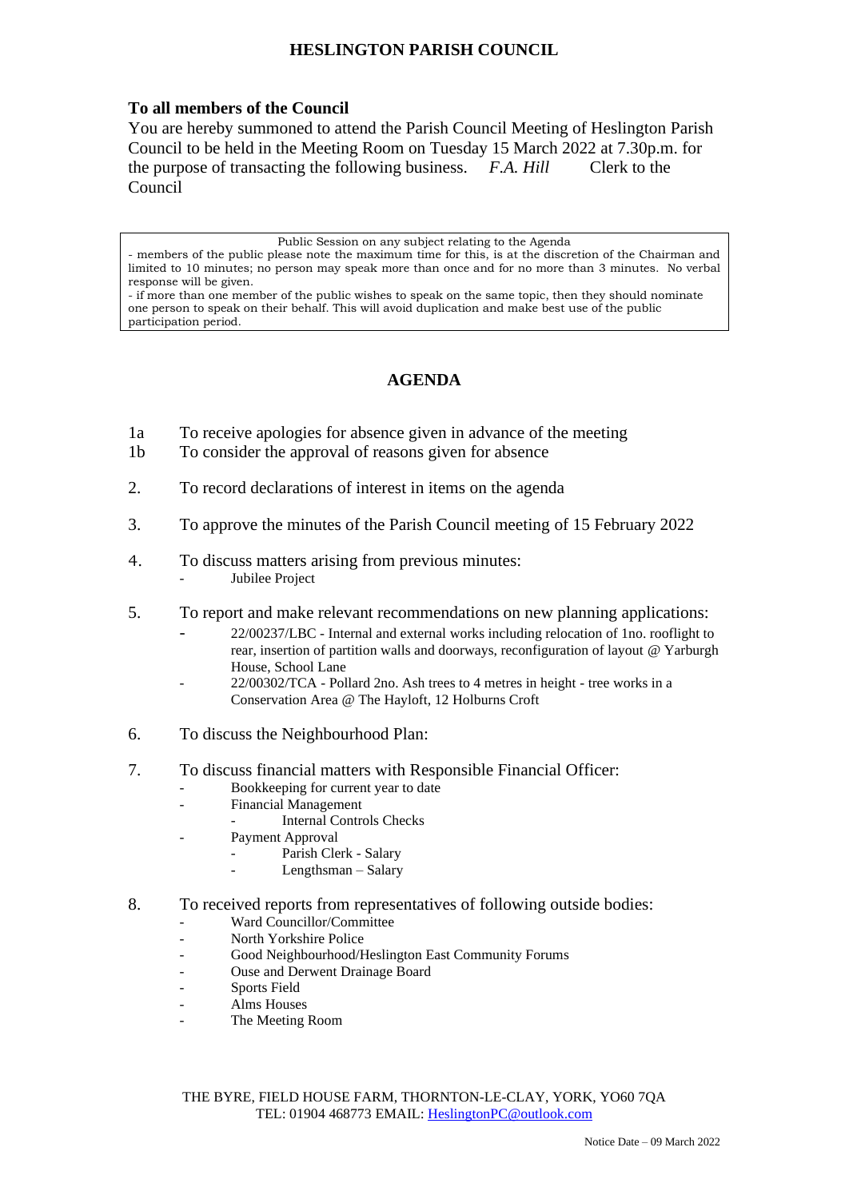# HESLINGTON PARISH COUNCIL

**To all members of the Council**

You are hereby summoned to attend the Parish Council Meeting of Heslington Parish Council to be held in the Meeting Room on Tuesday 15 March 2022 at 7.30p.m. for the purpose of transacting the following business. *F.A. Hill* Clerk to the Council

> Public Session on any subject relating to the Agenda
>
> - members of the public please note the maximum time for this, is at the discretion of the Chairman and limited to 10 minutes; no person may speak more than once and for no more than 3 minutes. No verbal response will be given.
> - if more than one member of the public wishes to speak on the same topic, then they should nominate one person to speak on their behalf. This will avoid duplication and make best use of the public participation period.

## AGENDA

1a To receive apologies for absence given in advance of the meeting

1b To consider the approval of reasons given for absence

2. To record declarations of interest in items on the agenda

3. To approve the minutes of the Parish Council meeting of 15 February 2022

4. To discuss matters arising from previous minutes:
   - Jubilee Project

5. To report and make relevant recommendations on new planning applications:
   - 22/00237/LBC - Internal and external works including relocation of 1no. rooflight to rear, insertion of partition walls and doorways, reconfiguration of layout @ Yarburgh House, School Lane
   - 22/00302/TCA - Pollard 2no. Ash trees to 4 metres in height - tree works in a Conservation Area @ The Hayloft, 12 Holburns Croft

6. To discuss the Neighbourhood Plan:

7. To discuss financial matters with Responsible Financial Officer:
   - Bookkeeping for current year to date
   - Financial Management
     - Internal Controls Checks
   - Payment Approval
     - Parish Clerk - Salary
     - Lengthsman – Salary

8. To received reports from representatives of following outside bodies:
   - Ward Councillor/Committee
   - North Yorkshire Police
   - Good Neighbourhood/Heslington East Community Forums
   - Ouse and Derwent Drainage Board
   - Sports Field
   - Alms Houses
   - The Meeting Room

THE BYRE, FIELD HOUSE FARM, THORNTON-LE-CLAY, YORK, YO60 7QA
TEL: 01904 468773 EMAIL: HeslingtonPC@outlook.com

Notice Date – 09 March 2022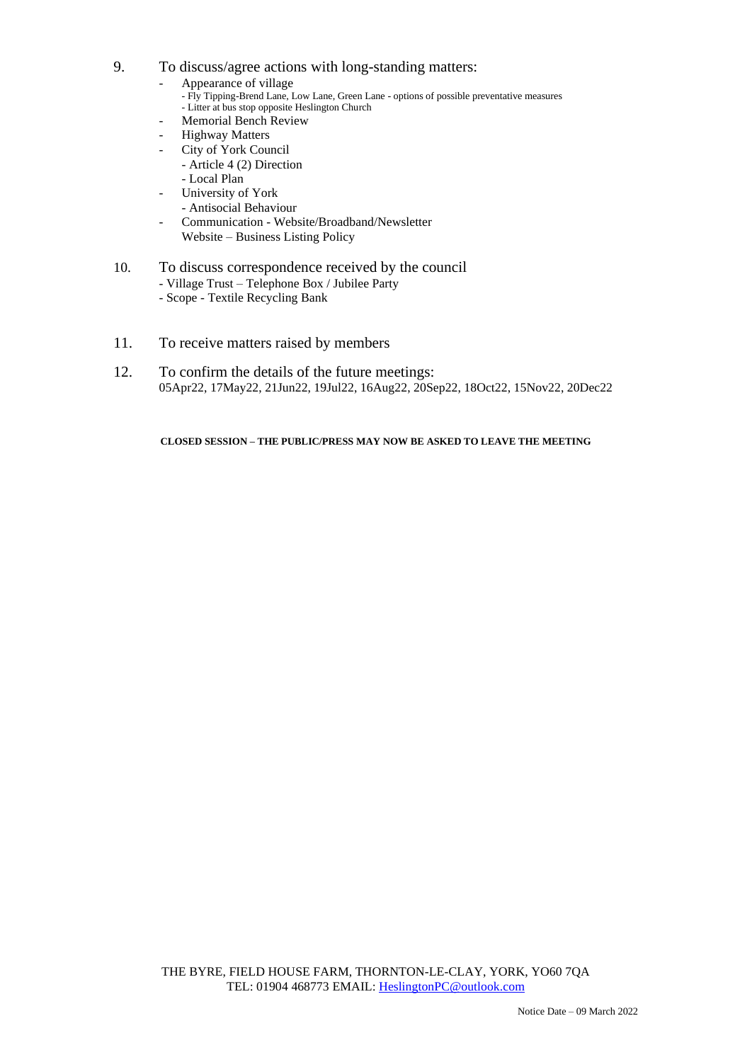9. To discuss/agree actions with long-standing matters:
   - Appearance of village
     - Fly Tipping-Brend Lane, Low Lane, Green Lane - options of possible preventative measures
     - Litter at bus stop opposite Heslington Church
   - Memorial Bench Review
   - Highway Matters
   - City of York Council
     - Article 4 (2) Direction
     - Local Plan
   - University of York
     - Antisocial Behaviour
   - Communication - Website/Broadband/Newsletter

     Website – Business Listing Policy

10. To discuss correspondence received by the council
    - Village Trust – Telephone Box / Jubilee Party
    - Scope - Textile Recycling Bank

11. To receive matters raised by members

12. To confirm the details of the future meetings:

    05Apr22, 17May22, 21Jun22, 19Jul22, 16Aug22, 20Sep22, 18Oct22, 15Nov22, 20Dec22

**CLOSED SESSION – THE PUBLIC/PRESS MAY NOW BE ASKED TO LEAVE THE MEETING**

THE BYRE, FIELD HOUSE FARM, THORNTON-LE-CLAY, YORK, YO60 7QA
TEL: 01904 468773 EMAIL: HeslingtonPC@outlook.com

Notice Date – 09 March 2022